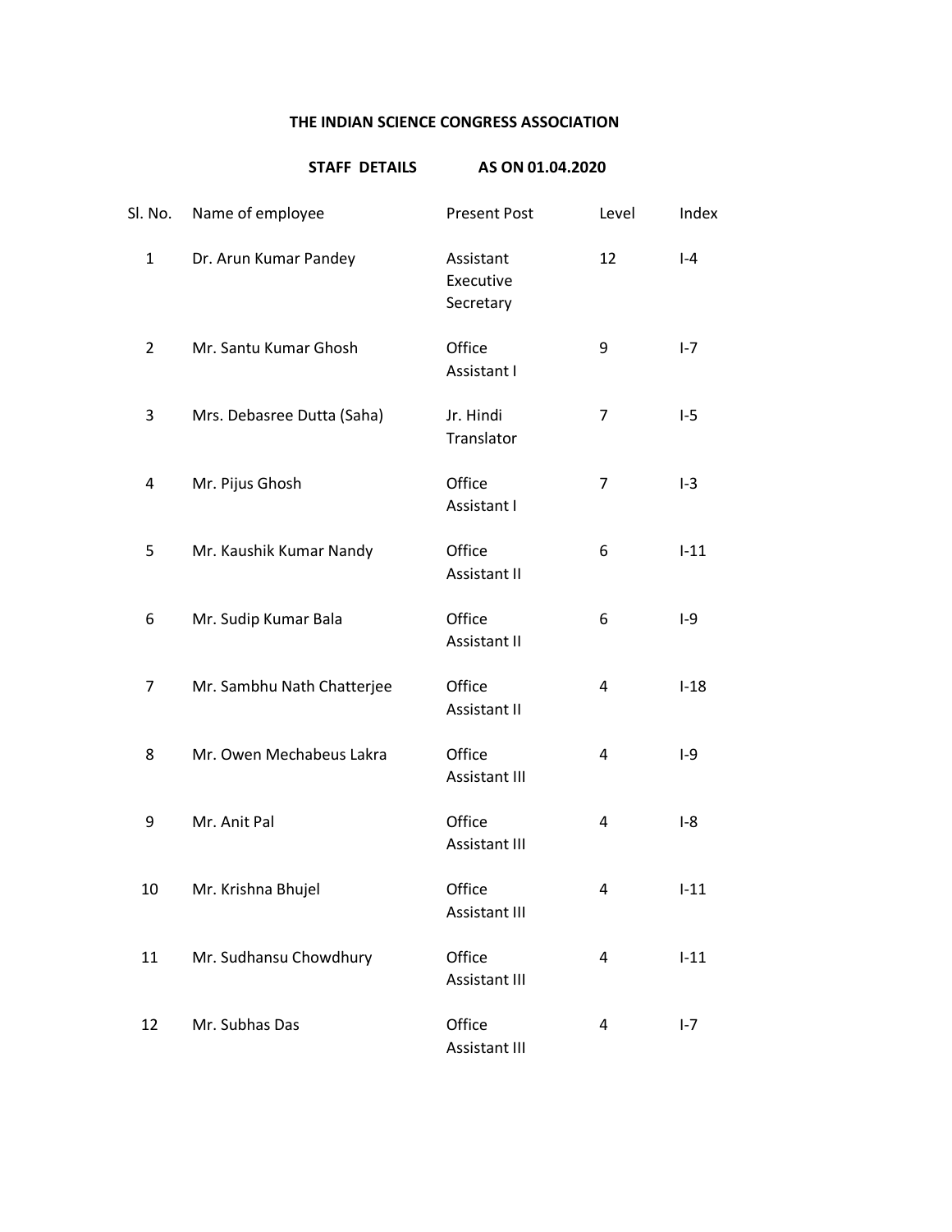# THE INDIAN SCIENCE CONGRESS ASSOCIATION

## STAFF DETAILS AS ON 01.04.2020

| Sl. No. | Name of employee | Present Post | Level | Index |
|---|---|---|---|---|
| 1 | Dr. Arun Kumar Pandey | Assistant Executive Secretary | 12 | I-4 |
| 2 | Mr. Santu Kumar Ghosh | Office Assistant I | 9 | I-7 |
| 3 | Mrs. Debasree Dutta (Saha) | Jr. Hindi Translator | 7 | I-5 |
| 4 | Mr. Pijus Ghosh | Office Assistant I | 7 | I-3 |
| 5 | Mr. Kaushik Kumar Nandy | Office Assistant II | 6 | I-11 |
| 6 | Mr. Sudip Kumar Bala | Office Assistant II | 6 | I-9 |
| 7 | Mr. Sambhu Nath Chatterjee | Office Assistant II | 4 | I-18 |
| 8 | Mr. Owen Mechabeus Lakra | Office Assistant III | 4 | I-9 |
| 9 | Mr. Anit Pal | Office Assistant III | 4 | I-8 |
| 10 | Mr. Krishna Bhujel | Office Assistant III | 4 | I-11 |
| 11 | Mr. Sudhansu Chowdhury | Office Assistant III | 4 | I-11 |
| 12 | Mr. Subhas Das | Office Assistant III | 4 | I-7 |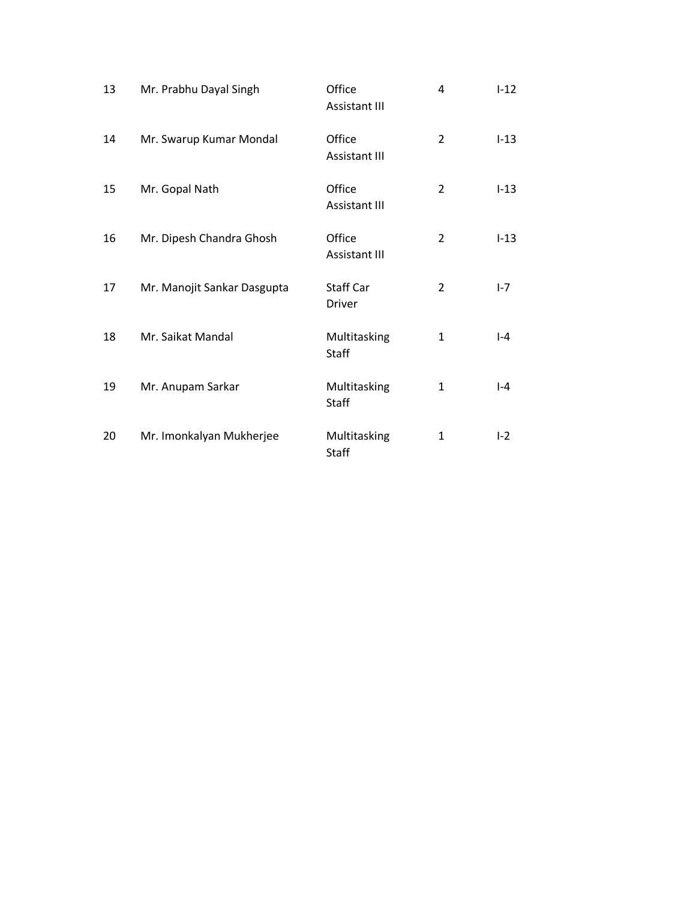| | | | | |
|---|---|---|---|---|
| 13 | Mr. Prabhu Dayal Singh | Office Assistant III | 4 | I-12 |
| 14 | Mr. Swarup Kumar Mondal | Office Assistant III | 2 | I-13 |
| 15 | Mr. Gopal Nath | Office Assistant III | 2 | I-13 |
| 16 | Mr. Dipesh Chandra Ghosh | Office Assistant III | 2 | I-13 |
| 17 | Mr. Manojit Sankar Dasgupta | Staff Car Driver | 2 | I-7 |
| 18 | Mr. Saikat Mandal | Multitasking Staff | 1 | I-4 |
| 19 | Mr. Anupam Sarkar | Multitasking Staff | 1 | I-4 |
| 20 | Mr. Imonkalyan Mukherjee | Multitasking Staff | 1 | I-2 |